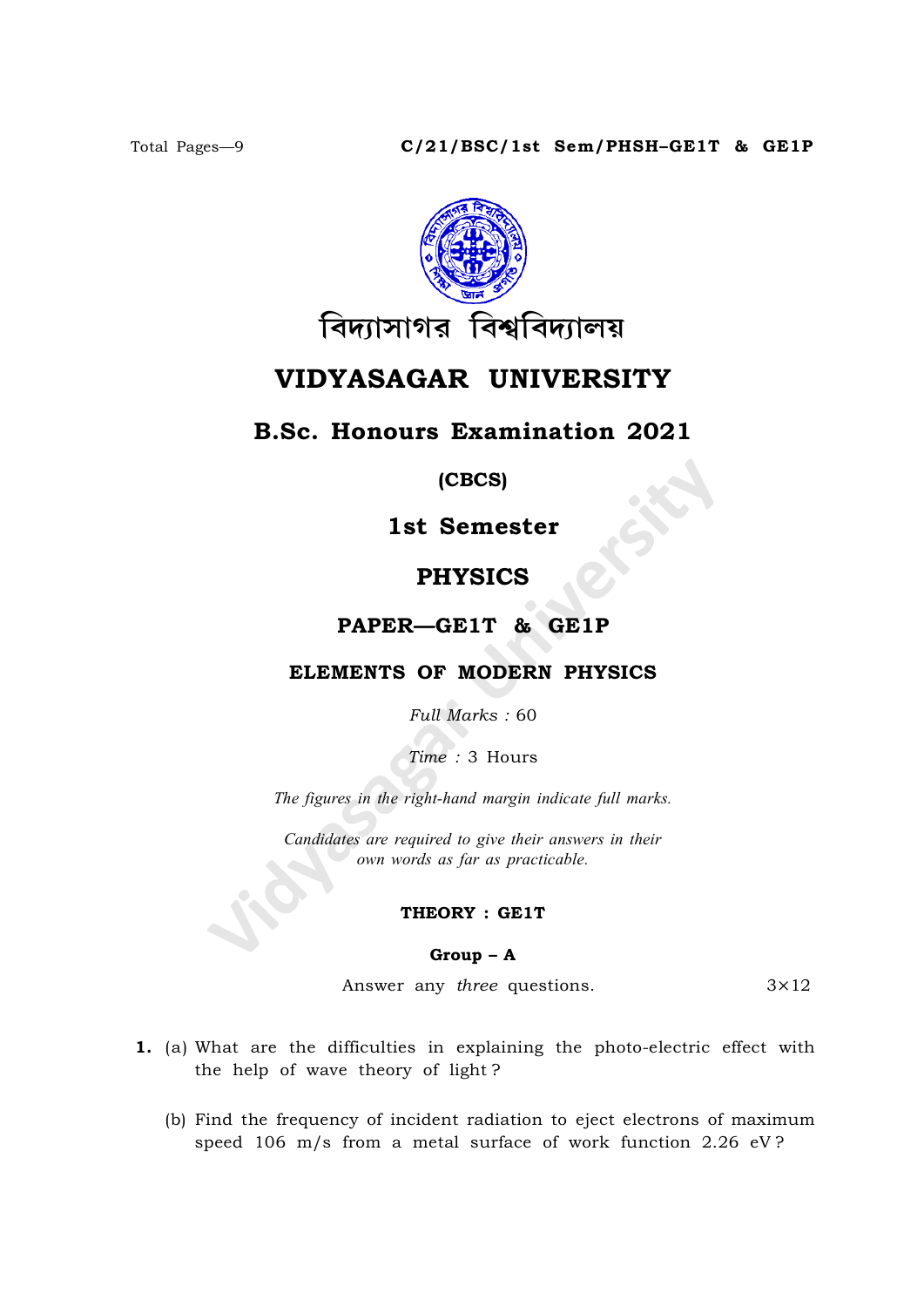Total Pages—9 C/21/BSC/1st Sem/PHSH–GE1T & GE1P

বিদ্যাসাগর বিশ্ববিদ্যালয়

# VIDYASAGAR UNIVERSITY

## B.Sc. Honours Examination 2021

**(CBCS)**

## 1st Semester

## PHYSICS

### PAPER—GE1T & GE1P

### ELEMENTS OF MODERN PHYSICS

*Full Marks :* 60

*Time :* 3 Hours

*The figures in the right-hand margin indicate full marks.*

*Candidates are required to give their answers in their own words as far as practicable.*

**THEORY : GE1T**

**Group – A**

Answer any *three* questions. 3×12

**1.** (a) What are the difficulties in explaining the photo-electric effect with the help of wave theory of light ?

(b) Find the frequency of incident radiation to eject electrons of maximum speed 106 m/s from a metal surface of work function 2.26 eV ?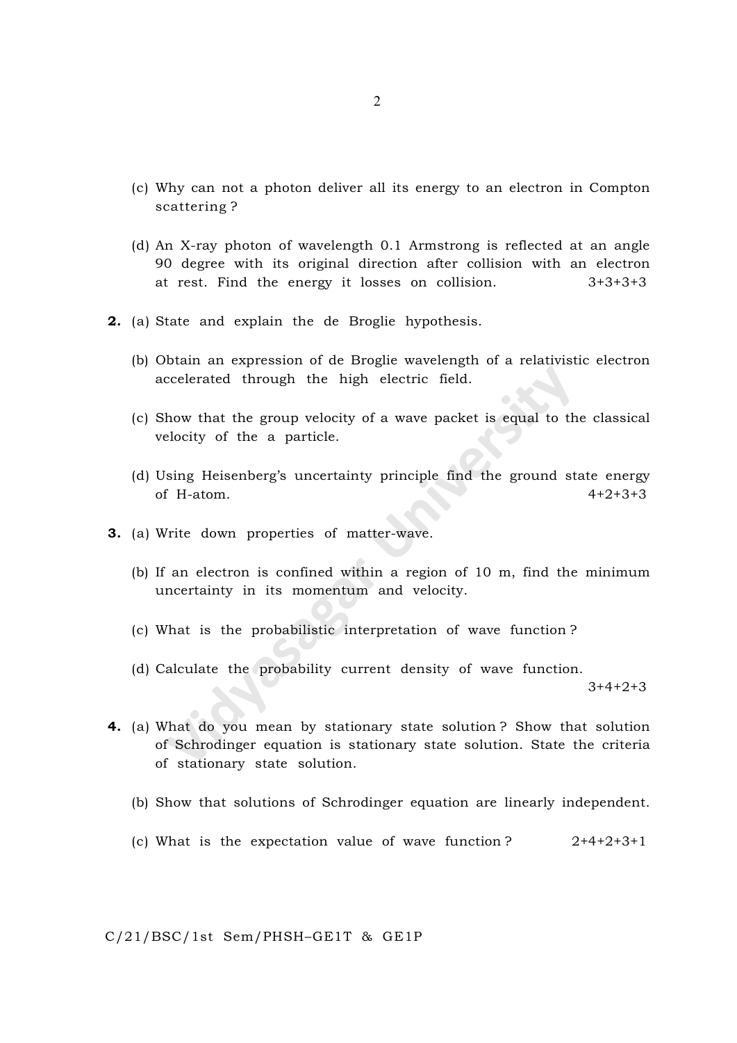(c) Why can not a photon deliver all its energy to an electron in Compton scattering ?

(d) An X-ray photon of wavelength 0.1 Armstrong is reflected at an angle 90 degree with its original direction after collision with an electron at rest. Find the energy it losses on collision. 3+3+3+3

**2.** (a) State and explain the de Broglie hypothesis.

(b) Obtain an expression of de Broglie wavelength of a relativistic electron accelerated through the high electric field.

(c) Show that the group velocity of a wave packet is equal to the classical velocity of the a particle.

(d) Using Heisenberg's uncertainty principle find the ground state energy of H-atom. 4+2+3+3

**3.** (a) Write down properties of matter-wave.

(b) If an electron is confined within a region of 10 m, find the minimum uncertainty in its momentum and velocity.

(c) What is the probabilistic interpretation of wave function ?

(d) Calculate the probability current density of wave function. 3+4+2+3

**4.** (a) What do you mean by stationary state solution ? Show that solution of Schrodinger equation is stationary state solution. State the criteria of stationary state solution.

(b) Show that solutions of Schrodinger equation are linearly independent.

(c) What is the expectation value of wave function ? 2+4+2+3+1

C/21/BSC/1st Sem/PHSH–GE1T & GE1P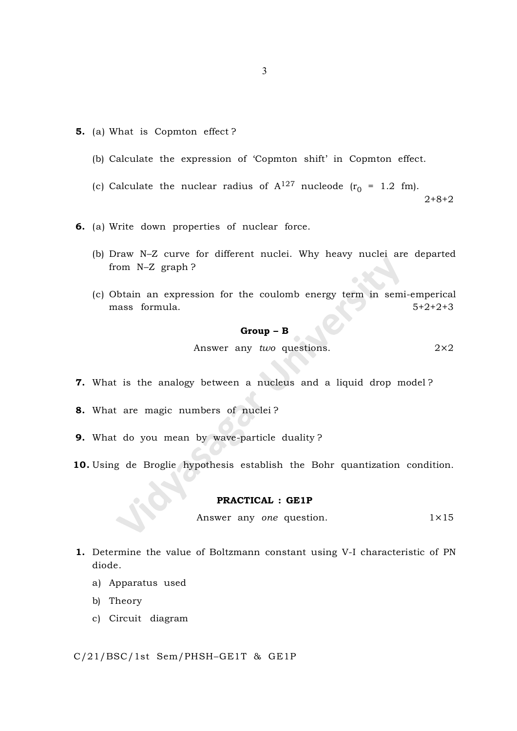5. (a) What is Copmton effect ?

   (b) Calculate the expression of 'Copmton shift' in Copmton effect.

   (c) Calculate the nuclear radius of $A^{127}$ nucleode ($r_0$ = 1.2 fm).

   2+8+2

6. (a) Write down properties of nuclear force.

   (b) Draw N–Z curve for different nuclei. Why heavy nuclei are departed from N–Z graph ?

   (c) Obtain an expression for the coulomb energy term in semi-emperical mass formula.

   5+2+2+3

## Group – B

Answer any *two* questions. 2×2

7. What is the analogy between a nucleus and a liquid drop model ?

8. What are magic numbers of nuclei ?

9. What do you mean by wave-particle duality ?

10. Using de Broglie hypothesis establish the Bohr quantization condition.

## PRACTICAL : GE1P

Answer any *one* question. 1×15

1. Determine the value of Boltzmann constant using V-I characteristic of PN diode.

   a) Apparatus used

   b) Theory

   c) Circuit diagram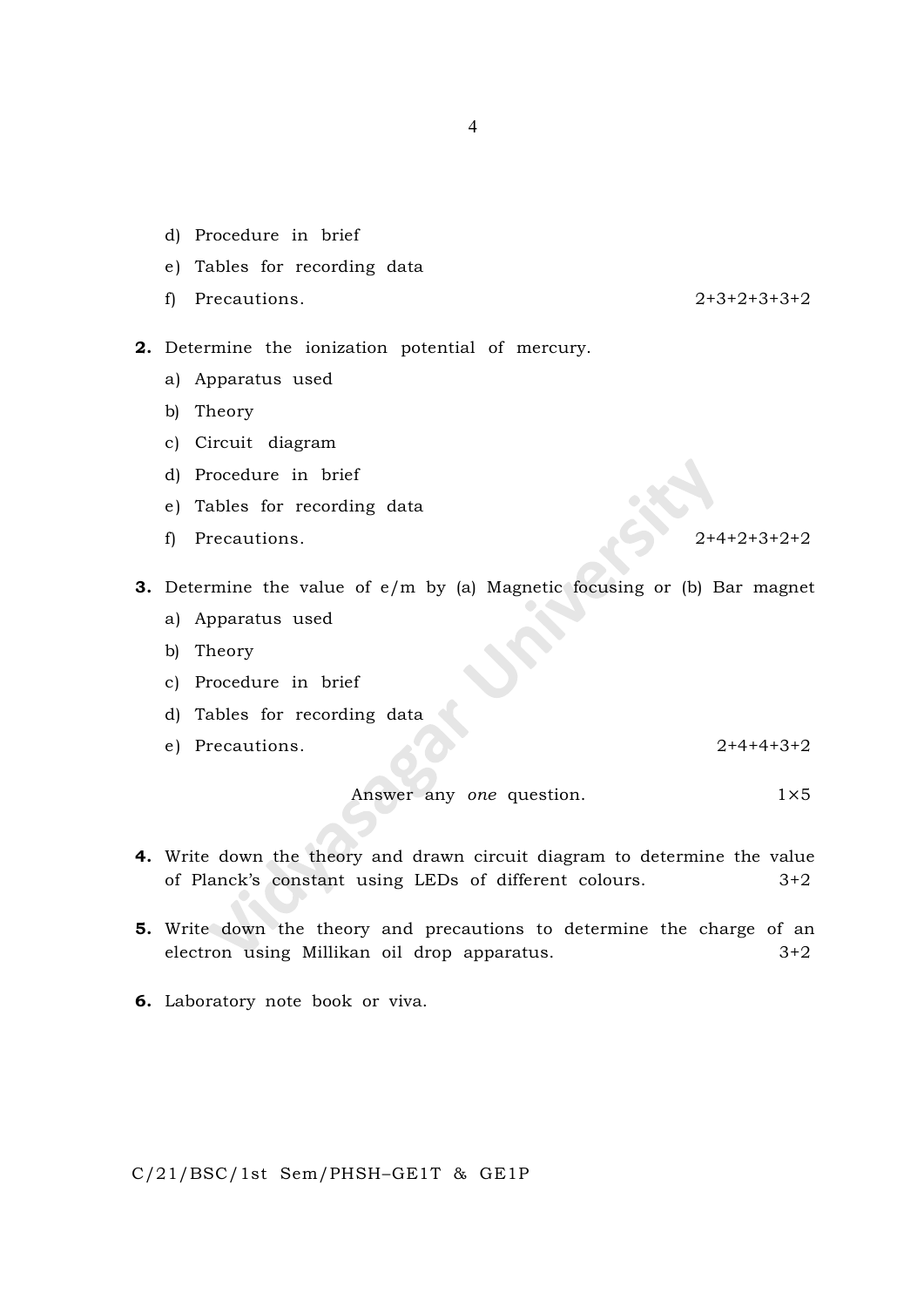d) Procedure in brief

e) Tables for recording data

f) Precautions. 2+3+2+3+3+2

**2.** Determine the ionization potential of mercury.

a) Apparatus used

b) Theory

c) Circuit diagram

d) Procedure in brief

e) Tables for recording data

f) Precautions. 2+4+2+3+2+2

**3.** Determine the value of e/m by (a) Magnetic focusing or (b) Bar magnet

a) Apparatus used

b) Theory

c) Procedure in brief

d) Tables for recording data

e) Precautions. 2+4+4+3+2

Answer any *one* question. 1×5

**4.** Write down the theory and drawn circuit diagram to determine the value of Planck's constant using LEDs of different colours. 3+2

**5.** Write down the theory and precautions to determine the charge of an electron using Millikan oil drop apparatus. 3+2

**6.** Laboratory note book or viva.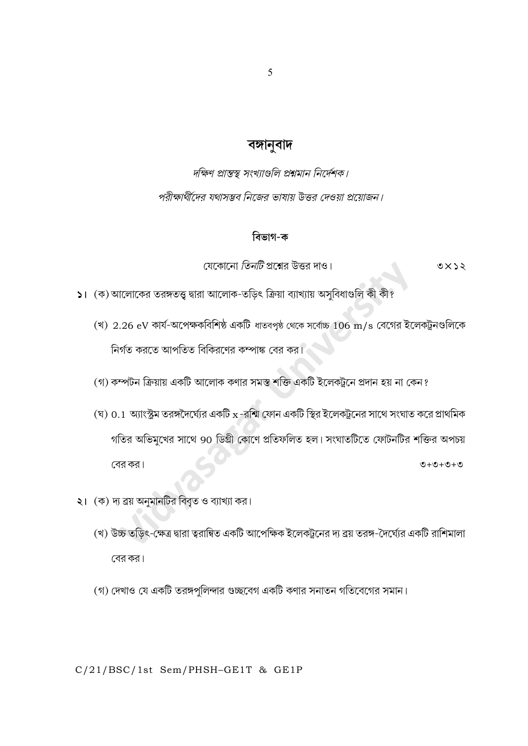# বঙ্গানুবাদ

*দক্ষিণ প্রান্তস্থ সংখ্যাগুলি প্রশ্নমান নির্দেশক।*

*পরীক্ষার্থীদের যথাসম্ভব নিজের ভাষায় উত্তর দেওয়া প্রয়োজন।*

## বিভাগ-ক

যেকোনো *তিনটি* প্রশ্নের উত্তর দাও। ৩×১২

১। (ক) আলোকের তরঙ্গতত্ত্ব দ্বারা আলোক-তড়িৎ ক্রিয়া ব্যাখ্যায় অসুবিধাগুলি কী কী?

(খ) 2.26 eV কার্য-অপেক্ষকবিশিষ্ঠ একটি ধাতবপৃষ্ঠ থেকে সর্বোচ্চ 106 m/s বেগের ইলেকট্রনগুলিকে নির্গত করতে আপতিত বিকিরণের কম্পাঙ্ক বের কর।

(গ) কম্পটন ক্রিয়ায় একটি আলোক কণার সমস্ত শক্তি একটি ইলেকট্রনে প্রদান হয় না কেন?

(ঘ) 0.1 অ্যাংস্ট্রম তরঙ্গদৈর্ঘ্যের একটি x-রশ্মি ফোন একটি স্থির ইলেকট্রনের সাথে সংঘাত করে প্রাথমিক গতির অভিমুখের সাথে 90 ডিগ্রী কোণে প্রতিফলিত হল। সংঘাতটিতে ফোটনটির শক্তির অপচয় বের কর। ৩+৩+৩+৩

২। (ক) দ্য ব্রয় অনুমানটির বিবৃত ও ব্যাখ্যা কর।

(খ) উচ্চ তড়িৎ-ক্ষেত্র দ্বারা ত্বরান্বিত একটি আপেক্ষিক ইলেকট্রনের দ্য ব্রয় তরঙ্গ-দৈর্ঘ্যের একটি রাশিমালা বের কর।

(গ) দেখাও যে একটি তরঙ্গপুলিন্দার গুচ্ছবেগ একটি কণার সনাতন গতিবেগের সমান।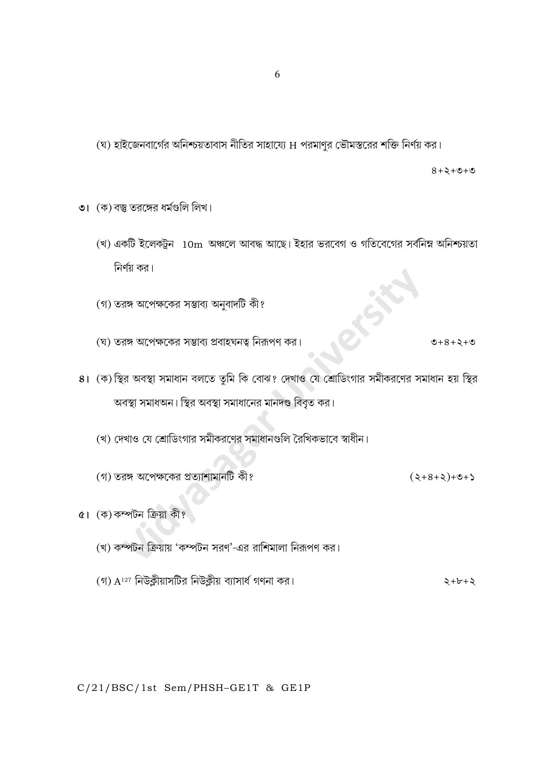(ঘ) হাইজেনবার্গের অনিশ্চয়তাবাস নীতির সাহায্যে H পরমাণুর ভৌমস্তরের শক্তি নির্ণয় কর।

৪+২+৩+৩

৩। (ক) বস্তু তরঙ্গের ধর্মগুলি লিখ।

(খ) একটি ইলেকট্রন 10m অঞ্চলে আবদ্ধ আছে। ইহার ভরবেগ ও গতিবেগের সর্বনিম্ন অনিশ্চয়তা নির্ণয় কর।

(গ) তরঙ্গ অপেক্ষকের সম্ভাব্য অনুবাদটি কী?

(ঘ) তরঙ্গ অপেক্ষকের সম্ভাব্য প্রবাহঘনত্ব নিরূপণ কর। ৩+৪+২+৩

৪। (ক) স্থির অবস্থা সমাধান বলতে তুমি কি বোঝ? দেখাও যে শ্রোডিংগার সমীকরণের সমাধান হয় স্থির অবস্থা সমাধঅন। স্থির অবস্থা সমাধানের মানদণ্ড বিবৃত কর।

(খ) দেখাও যে শ্রোডিংগার সমীকরণের সমাধানগুলি রৈখিকভাবে স্বাধীন।

(গ) তরঙ্গ অপেক্ষকের প্রত্যাশামানটি কী? (২+৪+২)+৩+১

৫। (ক) কম্পটন ক্রিয়া কী?

(খ) কম্পটন ক্রিয়ায় 'কম্পটন সরণ'-এর রাশিমালা নিরূপণ কর।

(গ) $A^{127}$ নিউক্লীয়াসটির নিউক্লীয় ব্যাসার্ধ গণনা কর। ২+৮+২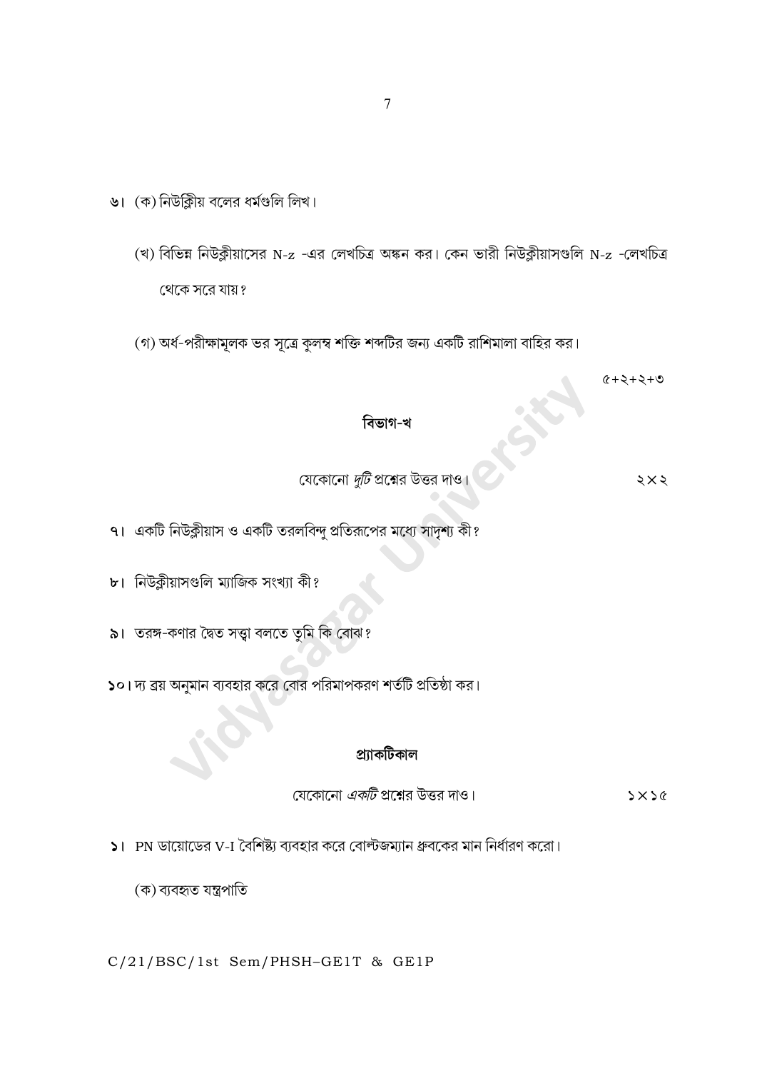৬। (ক) নিউক্লীয় বলের ধর্মগুলি লিখ।

(খ) বিভিন্ন নিউক্লীয়াসের N-z -এর লেখচিত্র অঙ্কন কর। কেন ভারী নিউক্লীয়াসগুলি N-z -লেখচিত্র থেকে সরে যায়?

(গ) অর্ধ-পরীক্ষামূলক ভর সূত্রে কুলম্ব শক্তি শব্দটির জন্য একটি রাশিমালা বাহির কর।

৫+২+২+৩

## বিভাগ-খ

যেকোনো *দুটি* প্রশ্নের উত্তর দাও। ২×২

৭। একটি নিউক্লীয়াস ও একটি তরলবিন্দু প্রতিরূপের মধ্যে সাদৃশ্য কী?

৮। নিউক্লীয়াসগুলি ম্যাজিক সংখ্যা কী?

৯। তরঙ্গ-কণার দ্বৈত সত্ত্বা বলতে তুমি কি বোঝ?

১০। দ্য ব্রয় অনুমান ব্যবহার করে বোর পরিমাপকরণ শর্তটি প্রতিষ্ঠা কর।

## প্র্যাকটিকাল

যেকোনো *একটি* প্রশ্নের উত্তর দাও। ১×১৫

১। PN ডায়োডের V-I বৈশিষ্ট্য ব্যবহার করে বোল্টজম্যান ধ্রুবকের মান নির্ধারণ করো।

(ক) ব্যবহৃত যন্ত্রপাতি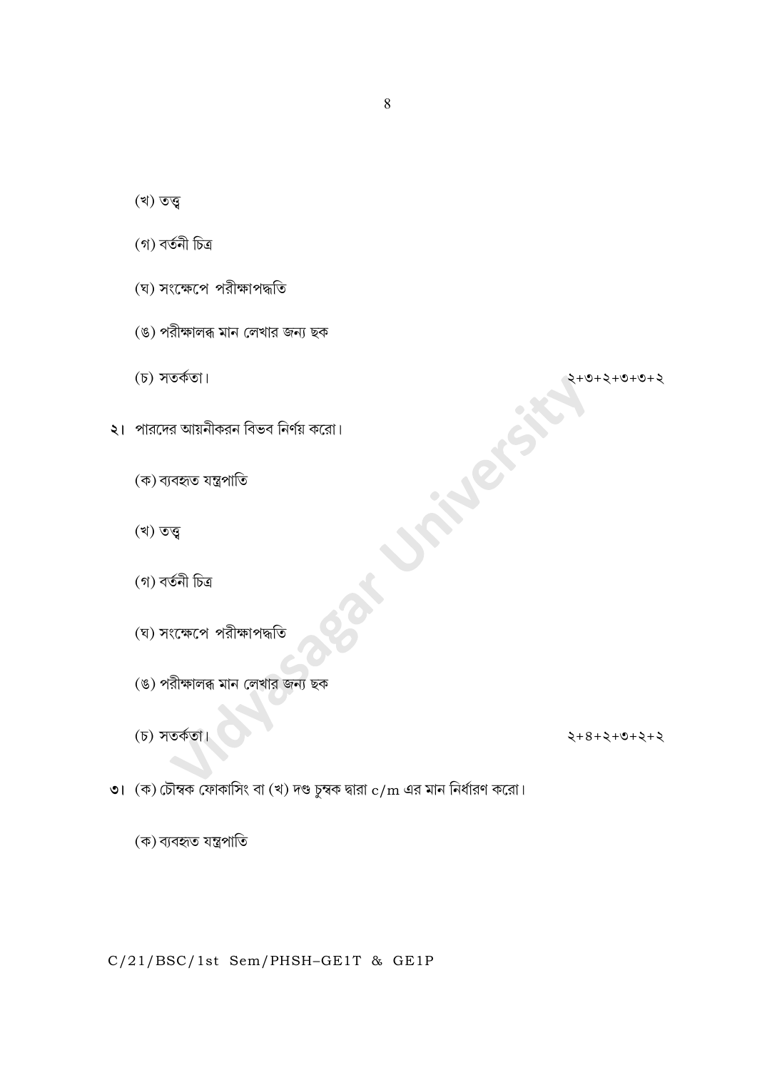(খ) তত্ত্ব

(গ) বর্তনী চিত্র

(ঘ) সংক্ষেপে পরীক্ষাপদ্ধতি

(ঙ) পরীক্ষালব্ধ মান লেখার জন্য ছক

(চ) সতর্কতা। ২+৩+২+৩+৩+২

২। পারদের আয়নীকরন বিভব নির্ণয় করো।

(ক) ব্যবহৃত যন্ত্রপাতি

(খ) তত্ত্ব

(গ) বর্তনী চিত্র

(ঘ) সংক্ষেপে পরীক্ষাপদ্ধতি

(ঙ) পরীক্ষালব্ধ মান লেখার জন্য ছক

(চ) সতর্কতা। ২+৪+২+৩+২+২

৩। (ক) চৌম্বক ফোকাসিং বা (খ) দণ্ড চুম্বক দ্বারা $c/m$ এর মান নির্ধারণ করো।

(ক) ব্যবহৃত যন্ত্রপাতি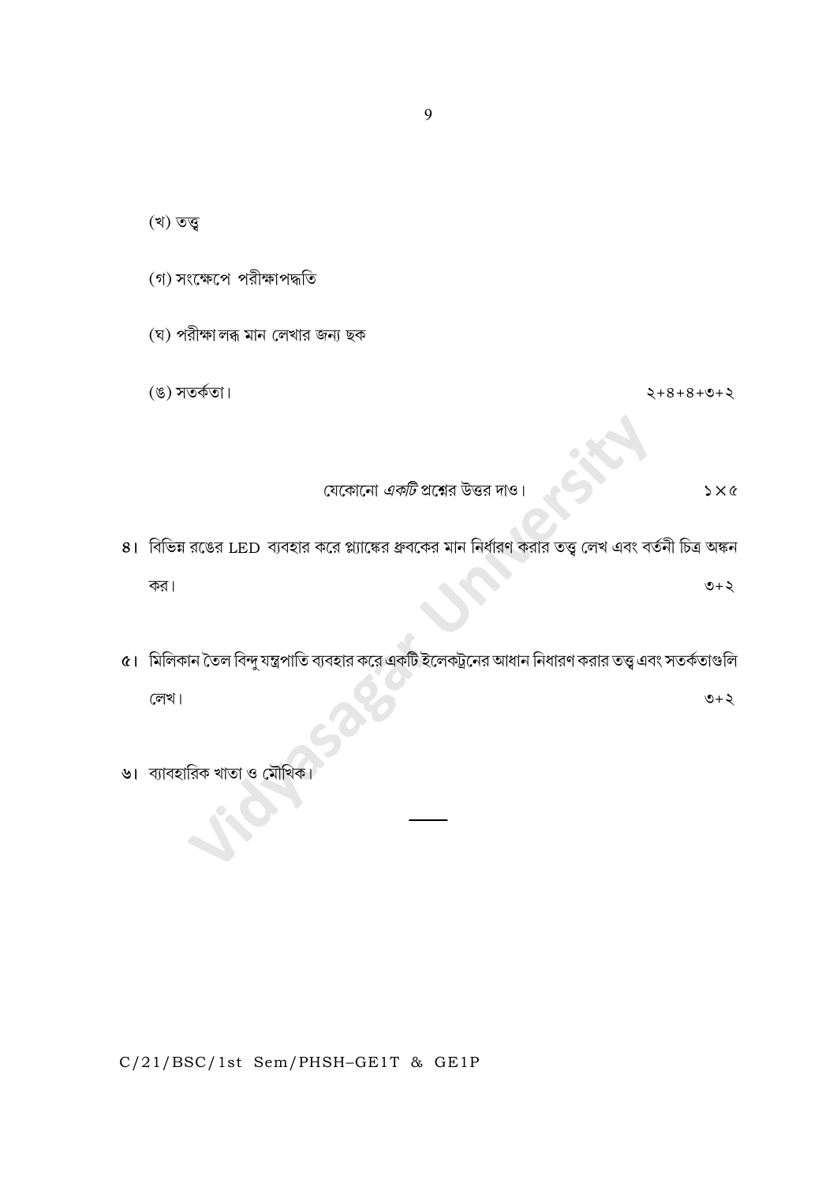(খ) তত্ত্ব

(গ) সংক্ষেপে পরীক্ষাপদ্ধতি

(ঘ) পরীক্ষা লব্ধ মান লেখার জন্য ছক

(ঙ) সতর্কতা। ২+৪+৪+৩+২

যেকোনো *একটি* প্রশ্নের উত্তর দাও। ১×৫

৪। বিভিন্ন রঙের LED ব্যবহার করে প্ল্যাঙ্কের ধ্রুবকের মান নির্ধারণ করার তত্ত্ব লেখ এবং বর্তনী চিত্র অঙ্কন কর। ৩+২

৫। মিলিকান তৈল বিন্দু যন্ত্রপাতি ব্যবহার করে একটি ইলেকট্রনের আধান নিধারণ করার তত্ত্ব এবং সতর্কতাগুলি লেখ। ৩+২

৬। ব্যাবহারিক খাতা ও মৌখিক।

C/21/BSC/1st Sem/PHSH–GE1T & GE1P